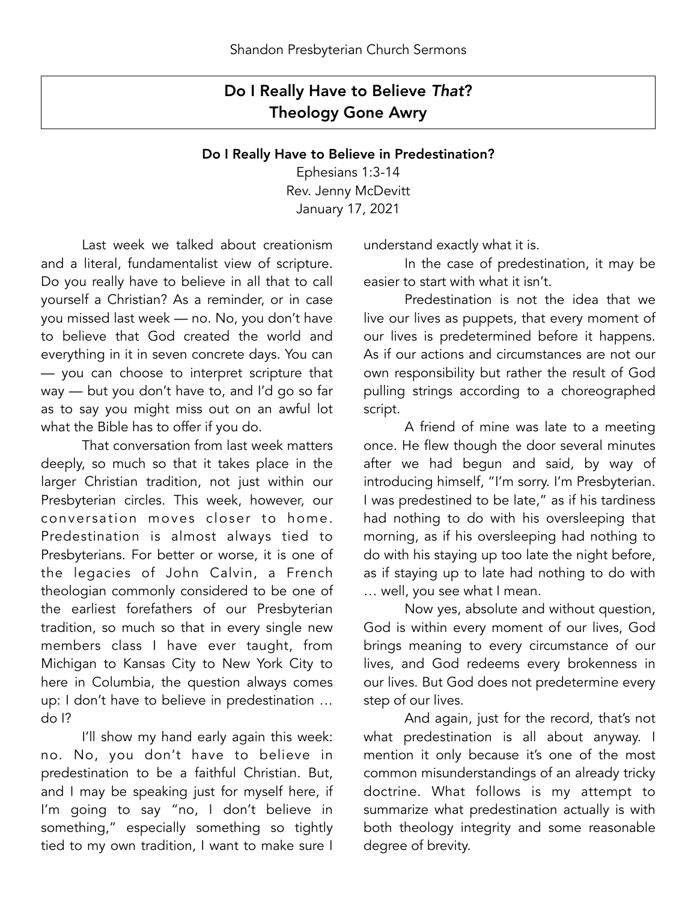# Do I Really Have to Believe *That*?
# Theology Gone Awry

## Do I Really Have to Believe in Predestination?

Ephesians 1:3-14
Rev. Jenny McDevitt
January 17, 2021

Last week we talked about creationism and a literal, fundamentalist view of scripture. Do you really have to believe in all that to call yourself a Christian? As a reminder, or in case you missed last week — no. No, you don't have to believe that God created the world and everything in it in seven concrete days. You can — you can choose to interpret scripture that way — but you don't have to, and I'd go so far as to say you might miss out on an awful lot what the Bible has to offer if you do.

That conversation from last week matters deeply, so much so that it takes place in the larger Christian tradition, not just within our Presbyterian circles. This week, however, our conversation moves closer to home. Predestination is almost always tied to Presbyterians. For better or worse, it is one of the legacies of John Calvin, a French theologian commonly considered to be one of the earliest forefathers of our Presbyterian tradition, so much so that in every single new members class I have ever taught, from Michigan to Kansas City to New York City to here in Columbia, the question always comes up: I don't have to believe in predestination … do I?

I'll show my hand early again this week: no. No, you don't have to believe in predestination to be a faithful Christian. But, and I may be speaking just for myself here, if I'm going to say "no, I don't believe in something," especially something so tightly tied to my own tradition, I want to make sure I understand exactly what it is.

In the case of predestination, it may be easier to start with what it isn't.

Predestination is not the idea that we live our lives as puppets, that every moment of our lives is predetermined before it happens. As if our actions and circumstances are not our own responsibility but rather the result of God pulling strings according to a choreographed script.

A friend of mine was late to a meeting once. He flew though the door several minutes after we had begun and said, by way of introducing himself, "I'm sorry. I'm Presbyterian. I was predestined to be late," as if his tardiness had nothing to do with his oversleeping that morning, as if his oversleeping had nothing to do with his staying up too late the night before, as if staying up to late had nothing to do with … well, you see what I mean.

Now yes, absolute and without question, God is within every moment of our lives, God brings meaning to every circumstance of our lives, and God redeems every brokenness in our lives. But God does not predetermine every step of our lives.

And again, just for the record, that's not what predestination is all about anyway. I mention it only because it's one of the most common misunderstandings of an already tricky doctrine. What follows is my attempt to summarize what predestination actually is with both theology integrity and some reasonable degree of brevity.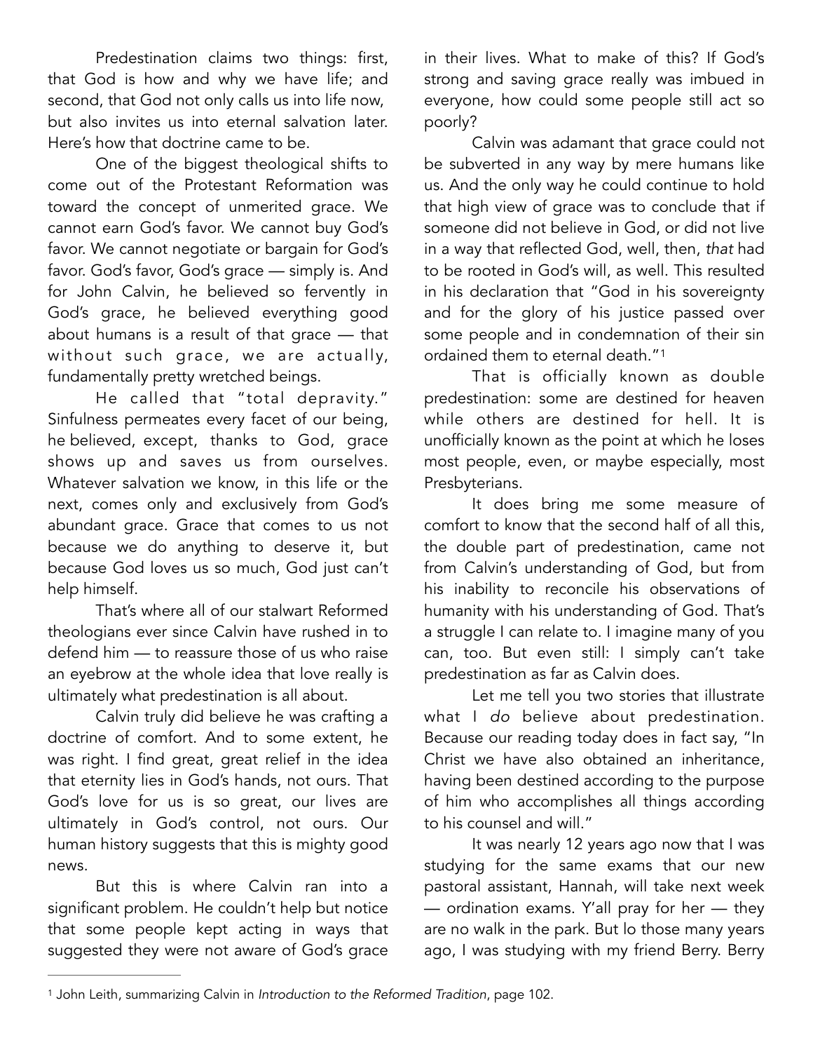Predestination claims two things: first, that God is how and why we have life; and second, that God not only calls us into life now, but also invites us into eternal salvation later. Here's how that doctrine came to be.

One of the biggest theological shifts to come out of the Protestant Reformation was toward the concept of unmerited grace. We cannot earn God's favor. We cannot buy God's favor. We cannot negotiate or bargain for God's favor. God's favor, God's grace — simply is. And for John Calvin, he believed so fervently in God's grace, he believed everything good about humans is a result of that grace — that without such grace, we are actually, fundamentally pretty wretched beings.

He called that "total depravity." Sinfulness permeates every facet of our being, he believed, except, thanks to God, grace shows up and saves us from ourselves. Whatever salvation we know, in this life or the next, comes only and exclusively from God's abundant grace. Grace that comes to us not because we do anything to deserve it, but because God loves us so much, God just can't help himself.

That's where all of our stalwart Reformed theologians ever since Calvin have rushed in to defend him — to reassure those of us who raise an eyebrow at the whole idea that love really is ultimately what predestination is all about.

Calvin truly did believe he was crafting a doctrine of comfort. And to some extent, he was right. I find great, great relief in the idea that eternity lies in God's hands, not ours. That God's love for us is so great, our lives are ultimately in God's control, not ours. Our human history suggests that this is mighty good news.

But this is where Calvin ran into a significant problem. He couldn't help but notice that some people kept acting in ways that suggested they were not aware of God's grace in their lives. What to make of this? If God's strong and saving grace really was imbued in everyone, how could some people still act so poorly?

Calvin was adamant that grace could not be subverted in any way by mere humans like us. And the only way he could continue to hold that high view of grace was to conclude that if someone did not believe in God, or did not live in a way that reflected God, well, then, *that* had to be rooted in God's will, as well. This resulted in his declaration that "God in his sovereignty and for the glory of his justice passed over some people and in condemnation of their sin ordained them to eternal death."[1]

That is officially known as double predestination: some are destined for heaven while others are destined for hell. It is unofficially known as the point at which he loses most people, even, or maybe especially, most Presbyterians.

It does bring me some measure of comfort to know that the second half of all this, the double part of predestination, came not from Calvin's understanding of God, but from his inability to reconcile his observations of humanity with his understanding of God. That's a struggle I can relate to. I imagine many of you can, too. But even still: I simply can't take predestination as far as Calvin does.

Let me tell you two stories that illustrate what I *do* believe about predestination. Because our reading today does in fact say, "In Christ we have also obtained an inheritance, having been destined according to the purpose of him who accomplishes all things according to his counsel and will."

It was nearly 12 years ago now that I was studying for the same exams that our new pastoral assistant, Hannah, will take next week — ordination exams. Y'all pray for her — they are no walk in the park. But lo those many years ago, I was studying with my friend Berry. Berry

---

[1] John Leith, summarizing Calvin in *Introduction to the Reformed Tradition*, page 102.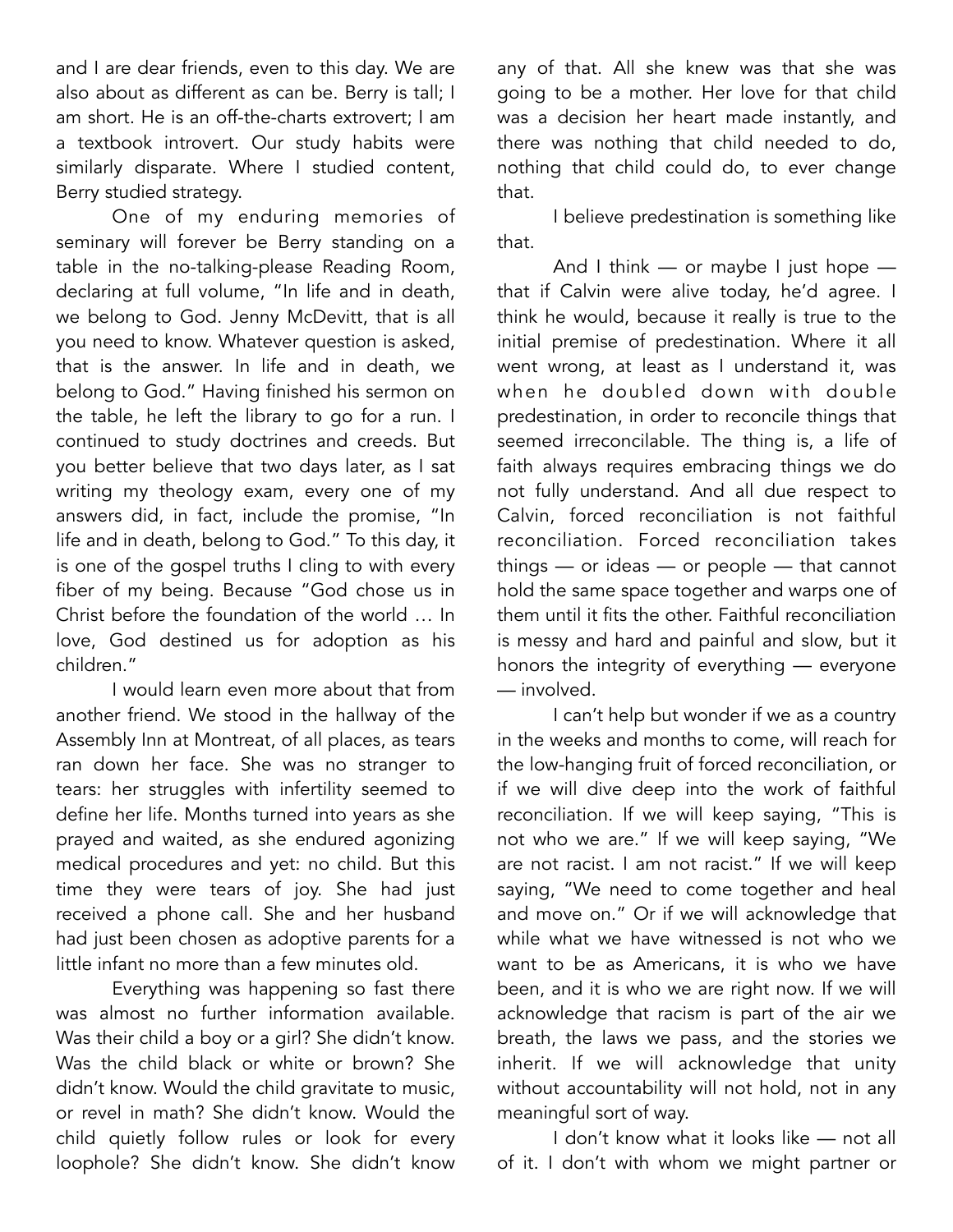and I are dear friends, even to this day. We are also about as different as can be. Berry is tall; I am short. He is an off-the-charts extrovert; I am a textbook introvert. Our study habits were similarly disparate. Where I studied content, Berry studied strategy.

One of my enduring memories of seminary will forever be Berry standing on a table in the no-talking-please Reading Room, declaring at full volume, "In life and in death, we belong to God. Jenny McDevitt, that is all you need to know. Whatever question is asked, that is the answer. In life and in death, we belong to God." Having finished his sermon on the table, he left the library to go for a run. I continued to study doctrines and creeds. But you better believe that two days later, as I sat writing my theology exam, every one of my answers did, in fact, include the promise, "In life and in death, belong to God." To this day, it is one of the gospel truths I cling to with every fiber of my being. Because "God chose us in Christ before the foundation of the world … In love, God destined us for adoption as his children."

I would learn even more about that from another friend. We stood in the hallway of the Assembly Inn at Montreat, of all places, as tears ran down her face. She was no stranger to tears: her struggles with infertility seemed to define her life. Months turned into years as she prayed and waited, as she endured agonizing medical procedures and yet: no child. But this time they were tears of joy. She had just received a phone call. She and her husband had just been chosen as adoptive parents for a little infant no more than a few minutes old.

Everything was happening so fast there was almost no further information available. Was their child a boy or a girl? She didn't know. Was the child black or white or brown? She didn't know. Would the child gravitate to music, or revel in math? She didn't know. Would the child quietly follow rules or look for every loophole? She didn't know. She didn't know any of that. All she knew was that she was going to be a mother. Her love for that child was a decision her heart made instantly, and there was nothing that child needed to do, nothing that child could do, to ever change that.

I believe predestination is something like that.

And I think — or maybe I just hope — that if Calvin were alive today, he'd agree. I think he would, because it really is true to the initial premise of predestination. Where it all went wrong, at least as I understand it, was when he doubled down with double predestination, in order to reconcile things that seemed irreconcilable. The thing is, a life of faith always requires embracing things we do not fully understand. And all due respect to Calvin, forced reconciliation is not faithful reconciliation. Forced reconciliation takes things — or ideas — or people — that cannot hold the same space together and warps one of them until it fits the other. Faithful reconciliation is messy and hard and painful and slow, but it honors the integrity of everything — everyone — involved.

I can't help but wonder if we as a country in the weeks and months to come, will reach for the low-hanging fruit of forced reconciliation, or if we will dive deep into the work of faithful reconciliation. If we will keep saying, "This is not who we are." If we will keep saying, "We are not racist. I am not racist." If we will keep saying, "We need to come together and heal and move on." Or if we will acknowledge that while what we have witnessed is not who we want to be as Americans, it is who we have been, and it is who we are right now. If we will acknowledge that racism is part of the air we breath, the laws we pass, and the stories we inherit. If we will acknowledge that unity without accountability will not hold, not in any meaningful sort of way.

I don't know what it looks like — not all of it. I don't with whom we might partner or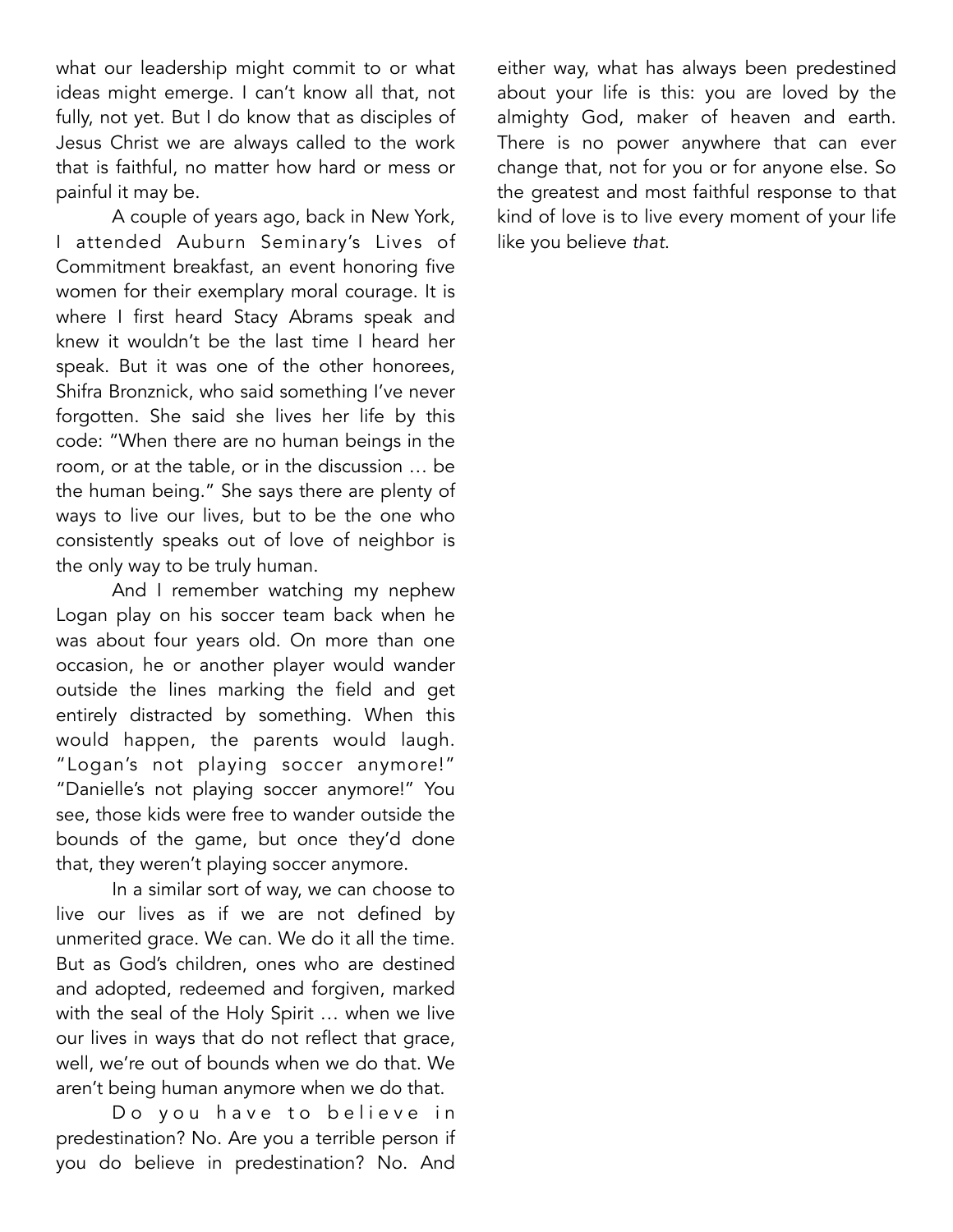what our leadership might commit to or what ideas might emerge. I can't know all that, not fully, not yet. But I do know that as disciples of Jesus Christ we are always called to the work that is faithful, no matter how hard or mess or painful it may be.

A couple of years ago, back in New York, I attended Auburn Seminary's Lives of Commitment breakfast, an event honoring five women for their exemplary moral courage. It is where I first heard Stacy Abrams speak and knew it wouldn't be the last time I heard her speak. But it was one of the other honorees, Shifra Bronznick, who said something I've never forgotten. She said she lives her life by this code: "When there are no human beings in the room, or at the table, or in the discussion … be the human being." She says there are plenty of ways to live our lives, but to be the one who consistently speaks out of love of neighbor is the only way to be truly human.

And I remember watching my nephew Logan play on his soccer team back when he was about four years old. On more than one occasion, he or another player would wander outside the lines marking the field and get entirely distracted by something. When this would happen, the parents would laugh. "Logan's not playing soccer anymore!" "Danielle's not playing soccer anymore!" You see, those kids were free to wander outside the bounds of the game, but once they'd done that, they weren't playing soccer anymore.

In a similar sort of way, we can choose to live our lives as if we are not defined by unmerited grace. We can. We do it all the time. But as God's children, ones who are destined and adopted, redeemed and forgiven, marked with the seal of the Holy Spirit … when we live our lives in ways that do not reflect that grace, well, we're out of bounds when we do that. We aren't being human anymore when we do that.

Do you have to believe in predestination? No. Are you a terrible person if you do believe in predestination? No. And either way, what has always been predestined about your life is this: you are loved by the almighty God, maker of heaven and earth. There is no power anywhere that can ever change that, not for you or for anyone else. So the greatest and most faithful response to that kind of love is to live every moment of your life like you believe *that*.